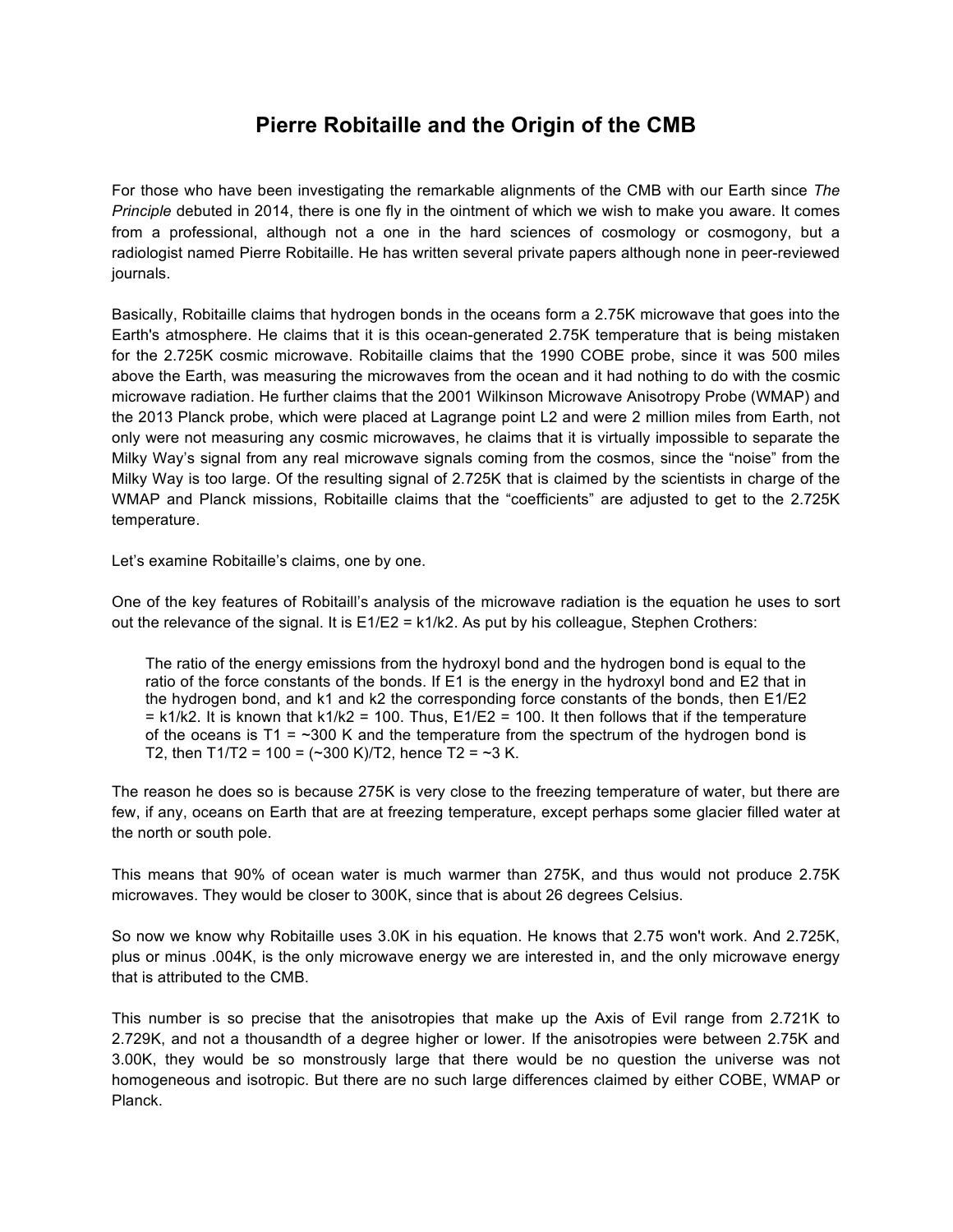# Pierre Robitaille and the Origin of the CMB

For those who have been investigating the remarkable alignments of the CMB with our Earth since *The Principle* debuted in 2014, there is one fly in the ointment of which we wish to make you aware. It comes from a professional, although not a one in the hard sciences of cosmology or cosmogony, but a radiologist named Pierre Robitaille. He has written several private papers although none in peer-reviewed journals.

Basically, Robitaille claims that hydrogen bonds in the oceans form a 2.75K microwave that goes into the Earth's atmosphere. He claims that it is this ocean-generated 2.75K temperature that is being mistaken for the 2.725K cosmic microwave. Robitaille claims that the 1990 COBE probe, since it was 500 miles above the Earth, was measuring the microwaves from the ocean and it had nothing to do with the cosmic microwave radiation. He further claims that the 2001 Wilkinson Microwave Anisotropy Probe (WMAP) and the 2013 Planck probe, which were placed at Lagrange point L2 and were 2 million miles from Earth, not only were not measuring any cosmic microwaves, he claims that it is virtually impossible to separate the Milky Way's signal from any real microwave signals coming from the cosmos, since the "noise" from the Milky Way is too large. Of the resulting signal of 2.725K that is claimed by the scientists in charge of the WMAP and Planck missions, Robitaille claims that the "coefficients" are adjusted to get to the 2.725K temperature.

Let's examine Robitaille's claims, one by one.

One of the key features of Robitaill's analysis of the microwave radiation is the equation he uses to sort out the relevance of the signal. It is $E1/E2 = k1/k2$. As put by his colleague, Stephen Crothers:

> The ratio of the energy emissions from the hydroxyl bond and the hydrogen bond is equal to the ratio of the force constants of the bonds. If E1 is the energy in the hydroxyl bond and E2 that in the hydrogen bond, and k1 and k2 the corresponding force constants of the bonds, then $E1/E2 = k1/k2$. It is known that $k1/k2 = 100$. Thus, $E1/E2 = 100$. It then follows that if the temperature of the oceans is $T1 = \sim 300$ K and the temperature from the spectrum of the hydrogen bond is T2, then $T1/T2 = 100 = (\sim 300\text{ K})/T2$, hence $T2 = \sim 3$ K.

The reason he does so is because 275K is very close to the freezing temperature of water, but there are few, if any, oceans on Earth that are at freezing temperature, except perhaps some glacier filled water at the north or south pole.

This means that 90% of ocean water is much warmer than 275K, and thus would not produce 2.75K microwaves. They would be closer to 300K, since that is about 26 degrees Celsius.

So now we know why Robitaille uses 3.0K in his equation. He knows that 2.75 won't work. And 2.725K, plus or minus .004K, is the only microwave energy we are interested in, and the only microwave energy that is attributed to the CMB.

This number is so precise that the anisotropies that make up the Axis of Evil range from 2.721K to 2.729K, and not a thousandth of a degree higher or lower. If the anisotropies were between 2.75K and 3.00K, they would be so monstrously large that there would be no question the universe was not homogeneous and isotropic. But there are no such large differences claimed by either COBE, WMAP or Planck.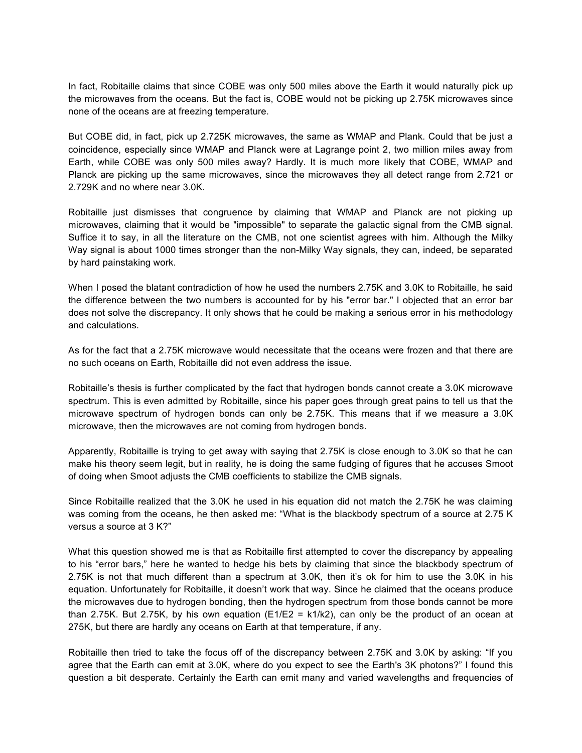In fact, Robitaille claims that since COBE was only 500 miles above the Earth it would naturally pick up the microwaves from the oceans. But the fact is, COBE would not be picking up 2.75K microwaves since none of the oceans are at freezing temperature.

But COBE did, in fact, pick up 2.725K microwaves, the same as WMAP and Plank. Could that be just a coincidence, especially since WMAP and Planck were at Lagrange point 2, two million miles away from Earth, while COBE was only 500 miles away? Hardly. It is much more likely that COBE, WMAP and Planck are picking up the same microwaves, since the microwaves they all detect range from 2.721 or 2.729K and no where near 3.0K.

Robitaille just dismisses that congruence by claiming that WMAP and Planck are not picking up microwaves, claiming that it would be "impossible" to separate the galactic signal from the CMB signal. Suffice it to say, in all the literature on the CMB, not one scientist agrees with him. Although the Milky Way signal is about 1000 times stronger than the non-Milky Way signals, they can, indeed, be separated by hard painstaking work.

When I posed the blatant contradiction of how he used the numbers 2.75K and 3.0K to Robitaille, he said the difference between the two numbers is accounted for by his "error bar." I objected that an error bar does not solve the discrepancy. It only shows that he could be making a serious error in his methodology and calculations.

As for the fact that a 2.75K microwave would necessitate that the oceans were frozen and that there are no such oceans on Earth, Robitaille did not even address the issue.

Robitaille's thesis is further complicated by the fact that hydrogen bonds cannot create a 3.0K microwave spectrum. This is even admitted by Robitaille, since his paper goes through great pains to tell us that the microwave spectrum of hydrogen bonds can only be 2.75K. This means that if we measure a 3.0K microwave, then the microwaves are not coming from hydrogen bonds.

Apparently, Robitaille is trying to get away with saying that 2.75K is close enough to 3.0K so that he can make his theory seem legit, but in reality, he is doing the same fudging of figures that he accuses Smoot of doing when Smoot adjusts the CMB coefficients to stabilize the CMB signals.

Since Robitaille realized that the 3.0K he used in his equation did not match the 2.75K he was claiming was coming from the oceans, he then asked me: "What is the blackbody spectrum of a source at 2.75 K versus a source at 3 K?"

What this question showed me is that as Robitaille first attempted to cover the discrepancy by appealing to his "error bars," here he wanted to hedge his bets by claiming that since the blackbody spectrum of 2.75K is not that much different than a spectrum at 3.0K, then it's ok for him to use the 3.0K in his equation. Unfortunately for Robitaille, it doesn't work that way. Since he claimed that the oceans produce the microwaves due to hydrogen bonding, then the hydrogen spectrum from those bonds cannot be more than 2.75K. But 2.75K, by his own equation ($E1/E2 = k1/k2$), can only be the product of an ocean at 275K, but there are hardly any oceans on Earth at that temperature, if any.

Robitaille then tried to take the focus off of the discrepancy between 2.75K and 3.0K by asking: "If you agree that the Earth can emit at 3.0K, where do you expect to see the Earth's 3K photons?" I found this question a bit desperate. Certainly the Earth can emit many and varied wavelengths and frequencies of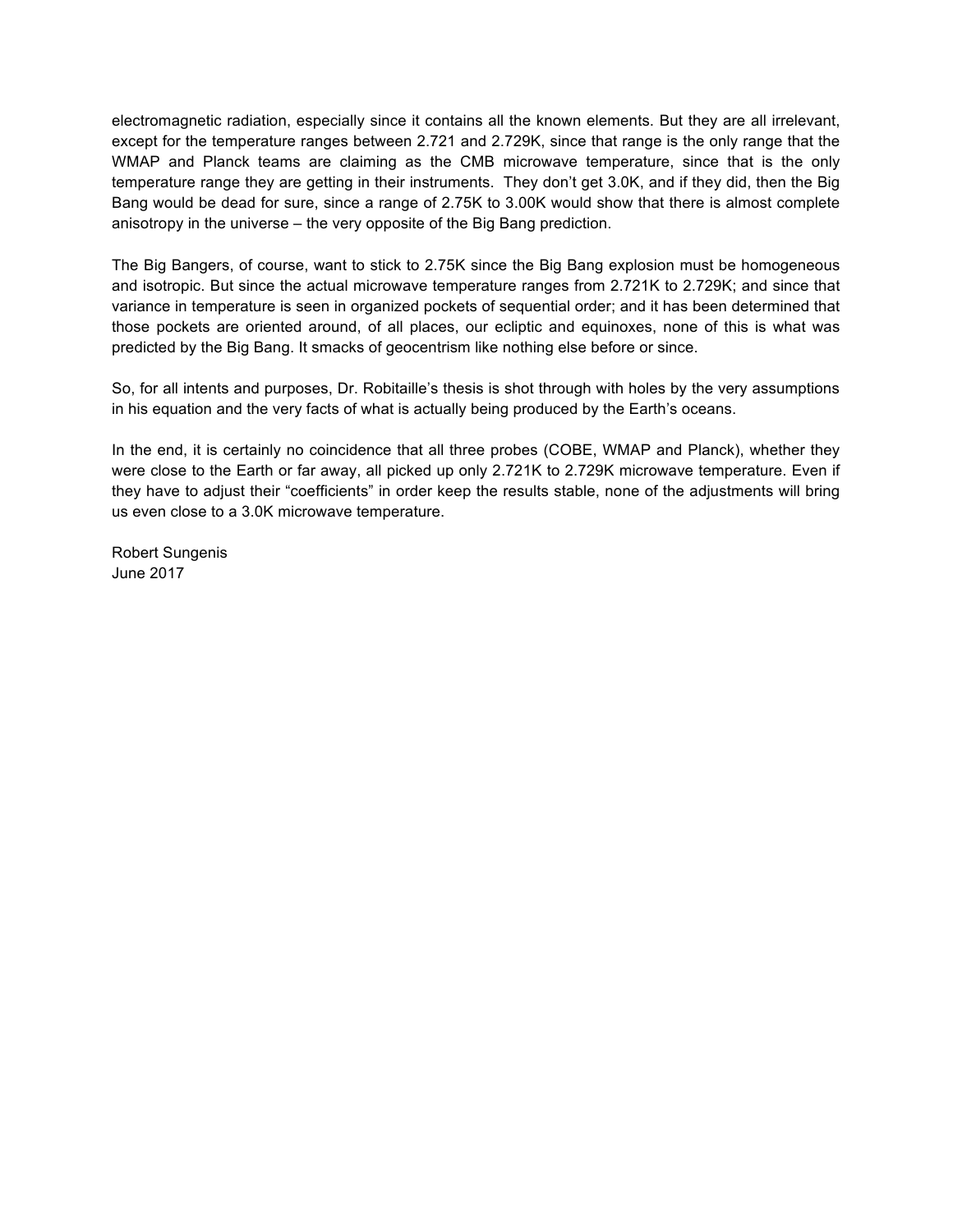electromagnetic radiation, especially since it contains all the known elements. But they are all irrelevant, except for the temperature ranges between 2.721 and 2.729K, since that range is the only range that the WMAP and Planck teams are claiming as the CMB microwave temperature, since that is the only temperature range they are getting in their instruments. They don't get 3.0K, and if they did, then the Big Bang would be dead for sure, since a range of 2.75K to 3.00K would show that there is almost complete anisotropy in the universe – the very opposite of the Big Bang prediction.

The Big Bangers, of course, want to stick to 2.75K since the Big Bang explosion must be homogeneous and isotropic. But since the actual microwave temperature ranges from 2.721K to 2.729K; and since that variance in temperature is seen in organized pockets of sequential order; and it has been determined that those pockets are oriented around, of all places, our ecliptic and equinoxes, none of this is what was predicted by the Big Bang. It smacks of geocentrism like nothing else before or since.

So, for all intents and purposes, Dr. Robitaille's thesis is shot through with holes by the very assumptions in his equation and the very facts of what is actually being produced by the Earth's oceans.

In the end, it is certainly no coincidence that all three probes (COBE, WMAP and Planck), whether they were close to the Earth or far away, all picked up only 2.721K to 2.729K microwave temperature. Even if they have to adjust their "coefficients" in order keep the results stable, none of the adjustments will bring us even close to a 3.0K microwave temperature.

Robert Sungenis
June 2017